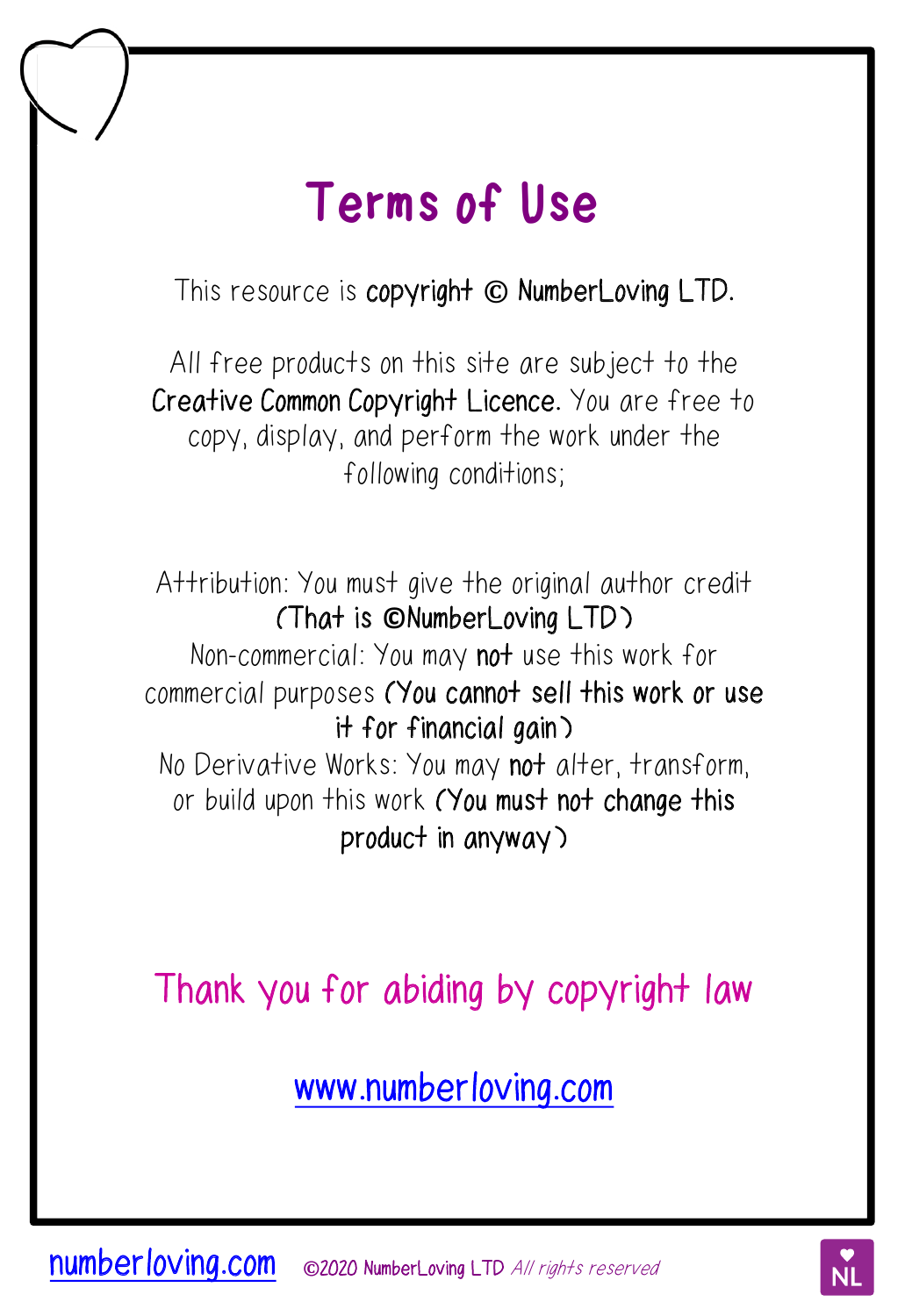# Terms of Use

This resource is **copyright © NumberLoving LTD.**

All free products on this site are subject to the **Creative Common Copyright Licence.** You are free to copy, display, and perform the work under the following conditions;

Attribution: You must give the original author credit **(That is ©NumberLoving LTD)**
Non-commercial: You may **not** use this work for commercial purposes **(You cannot sell this work or use it for financial gain)**
No Derivative Works: You may **not** alter, transform, or build upon this work **(You must not change this product in anyway)**

Thank you for abiding by copyright law

www.numberloving.com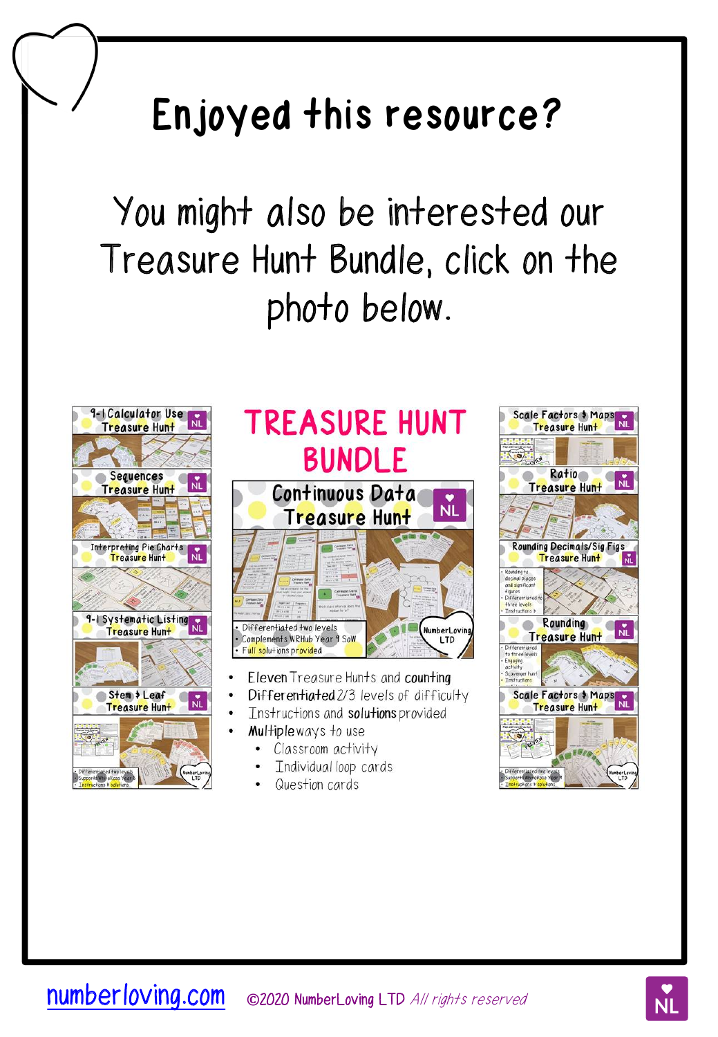# Enjoyed this resource?

You might also be interested our Treasure Hunt Bundle, click on the photo below.

9-1 Calculator Use Treasure Hunt

Sequences Treasure Hunt

Interpreting Pie Charts Treasure Hunt

9-1 Systematic Listing Treasure Hunt

Stem & Leaf Treasure Hunt

## TREASURE HUNT BUNDLE

Continuous Data Treasure Hunt

- Differentiated two levels
- Complements WRHub Year 9 SoW
- Full solutions provided

- Eleven Treasure Hunts and counting
- Differentiated 2/3 levels of difficulty
- Instructions and solutions provided
- Multiple ways to use
  - Classroom activity
  - Individual loop cards
  - Question cards

Scale Factors & Maps Treasure Hunt

Ratio Treasure Hunt

Rounding Decimals/Sig Figs Treasure Hunt

Rounding Treasure Hunt

Scale Factors & Maps Treasure Hunt

numberloving.com ©2020 NumberLoving LTD *All rights reserved*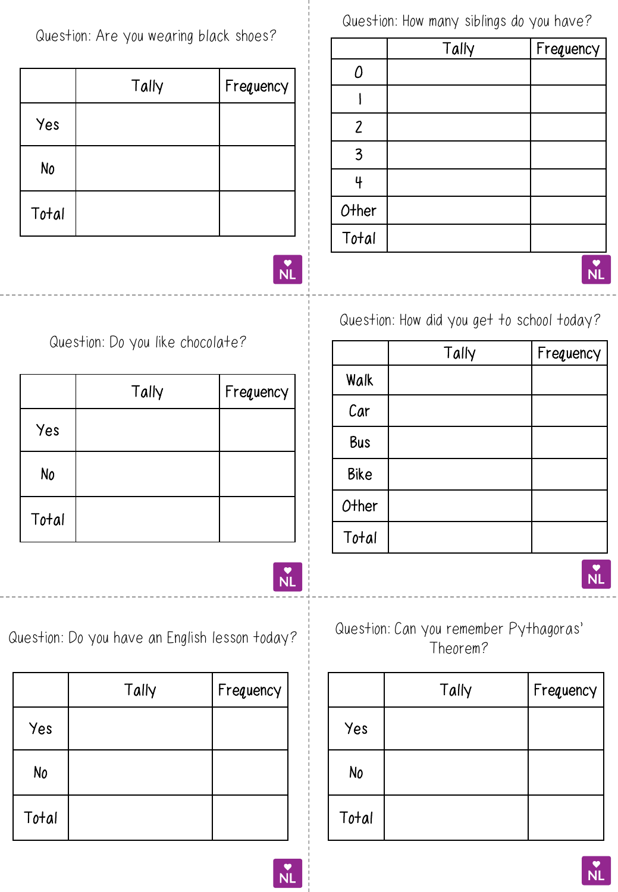Question: Are you wearing black shoes?

| | Tally | Frequency |
|---|---|---|
| Yes | | |
| No | | |
| Total | | |

Question: How many siblings do you have?

| | Tally | Frequency |
|---|---|---|
| 0 | | |
| 1 | | |
| 2 | | |
| 3 | | |
| 4 | | |
| Other | | |
| Total | | |

Question: Do you like chocolate?

| | Tally | Frequency |
|---|---|---|
| Yes | | |
| No | | |
| Total | | |

Question: How did you get to school today?

| | Tally | Frequency |
|---|---|---|
| Walk | | |
| Car | | |
| Bus | | |
| Bike | | |
| Other | | |
| Total | | |

Question: Do you have an English lesson today?

| | Tally | Frequency |
|---|---|---|
| Yes | | |
| No | | |
| Total | | |

Question: Can you remember Pythagoras' Theorem?

| | Tally | Frequency |
|---|---|---|
| Yes | | |
| No | | |
| Total | | |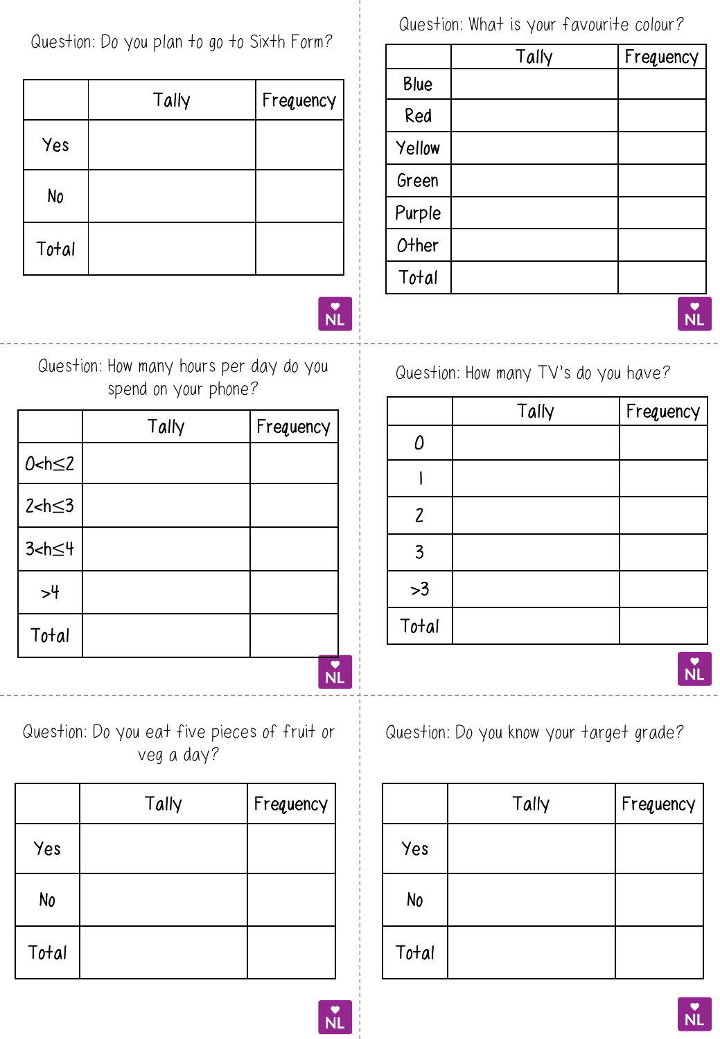Question: Do you plan to go to Sixth Form?

| | Tally | Frequency |
|---|---|---|
| Yes | | |
| No | | |
| Total | | |

Question: What is your favourite colour?

| | Tally | Frequency |
|---|---|---|
| Blue | | |
| Red | | |
| Yellow | | |
| Green | | |
| Purple | | |
| Other | | |
| Total | | |

Question: How many hours per day do you spend on your phone?

| | Tally | Frequency |
|---|---|---|
| $0<h\leq2$ | | |
| $2<h\leq3$ | | |
| $3<h\leq4$ | | |
| $>4$ | | |
| Total | | |

Question: How many TV's do you have?

| | Tally | Frequency |
|---|---|---|
| 0 | | |
| 1 | | |
| 2 | | |
| 3 | | |
| $>3$ | | |
| Total | | |

Question: Do you eat five pieces of fruit or veg a day?

| | Tally | Frequency |
|---|---|---|
| Yes | | |
| No | | |
| Total | | |

Question: Do you know your target grade?

| | Tally | Frequency |
|---|---|---|
| Yes | | |
| No | | |
| Total | | |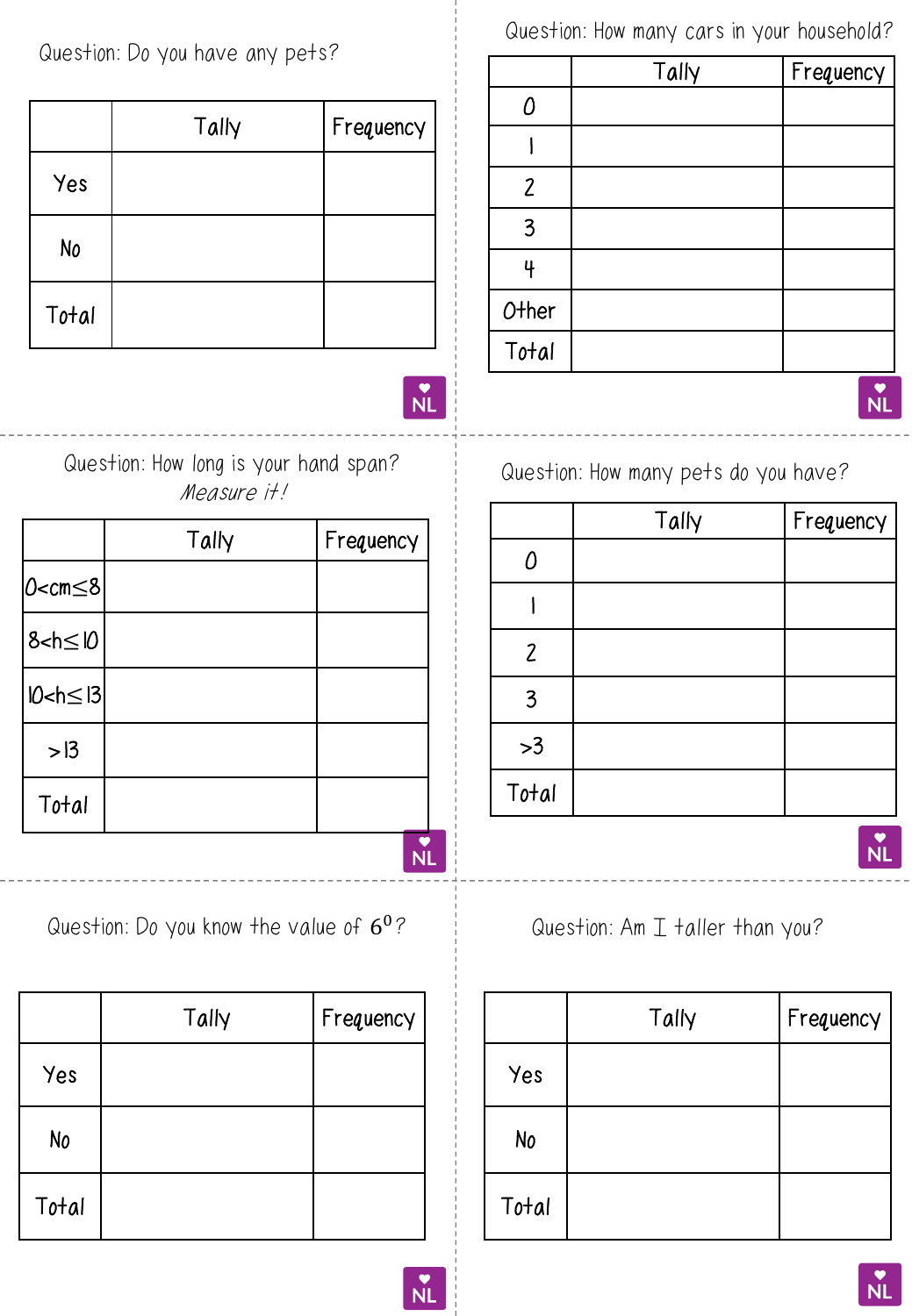Question: Do you have any pets?

| | Tally | Frequency |
|---|---|---|
| Yes | | |
| No | | |
| Total | | |

Question: How many cars in your household?

| | Tally | Frequency |
|---|---|---|
| 0 | | |
| 1 | | |
| 2 | | |
| 3 | | |
| 4 | | |
| Other | | |
| Total | | |

Question: How long is your hand span?
*Measure it!*

| | Tally | Frequency |
|---|---|---|
| $0<cm\leq 8$ | | |
| $8<h\leq 10$ | | |
| $10<h\leq 13$ | | |
| $>13$ | | |
| Total | | |

Question: How many pets do you have?

| | Tally | Frequency |
|---|---|---|
| 0 | | |
| 1 | | |
| 2 | | |
| 3 | | |
| >3 | | |
| Total | | |

Question: Do you know the value of $6^0$?

| | Tally | Frequency |
|---|---|---|
| Yes | | |
| No | | |
| Total | | |

Question: Am I taller than you?

| | Tally | Frequency |
|---|---|---|
| Yes | | |
| No | | |
| Total | | |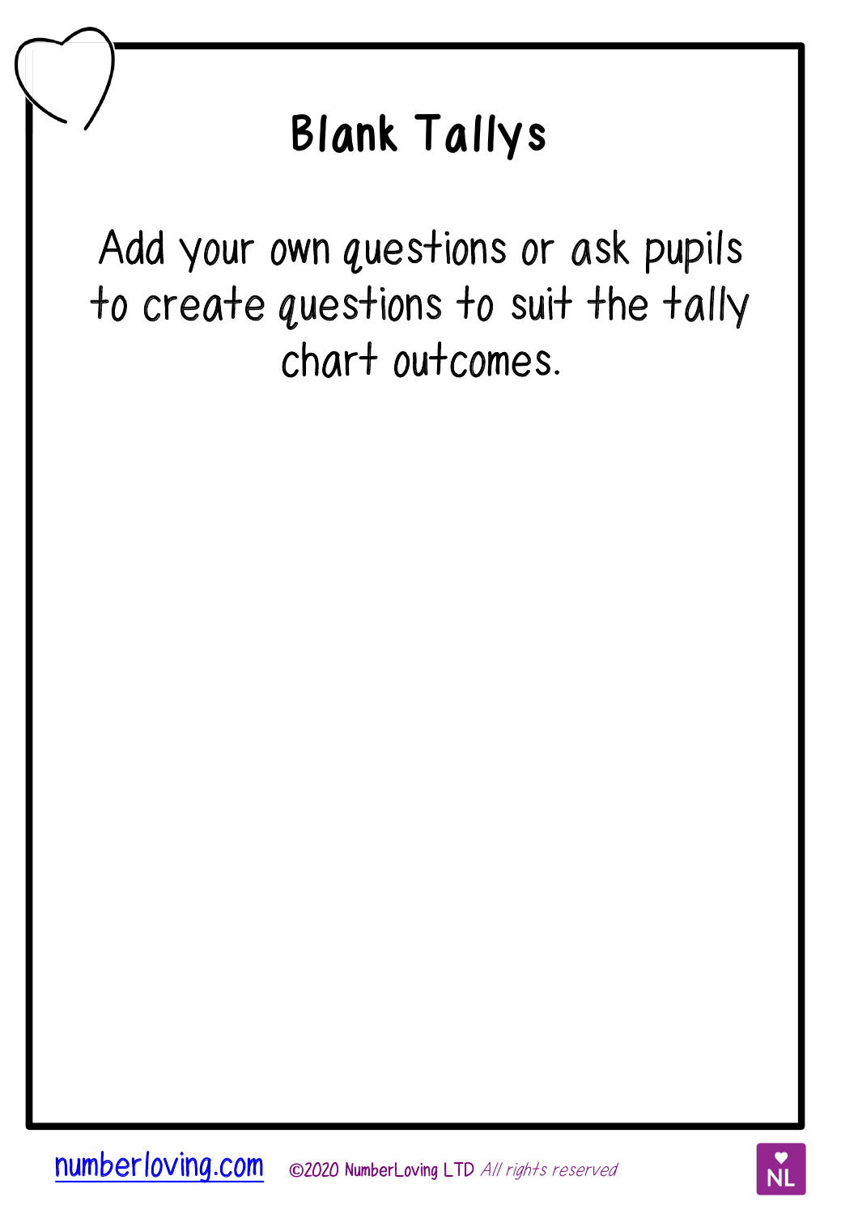# Blank Tallys

Add your own questions or ask pupils to create questions to suit the tally chart outcomes.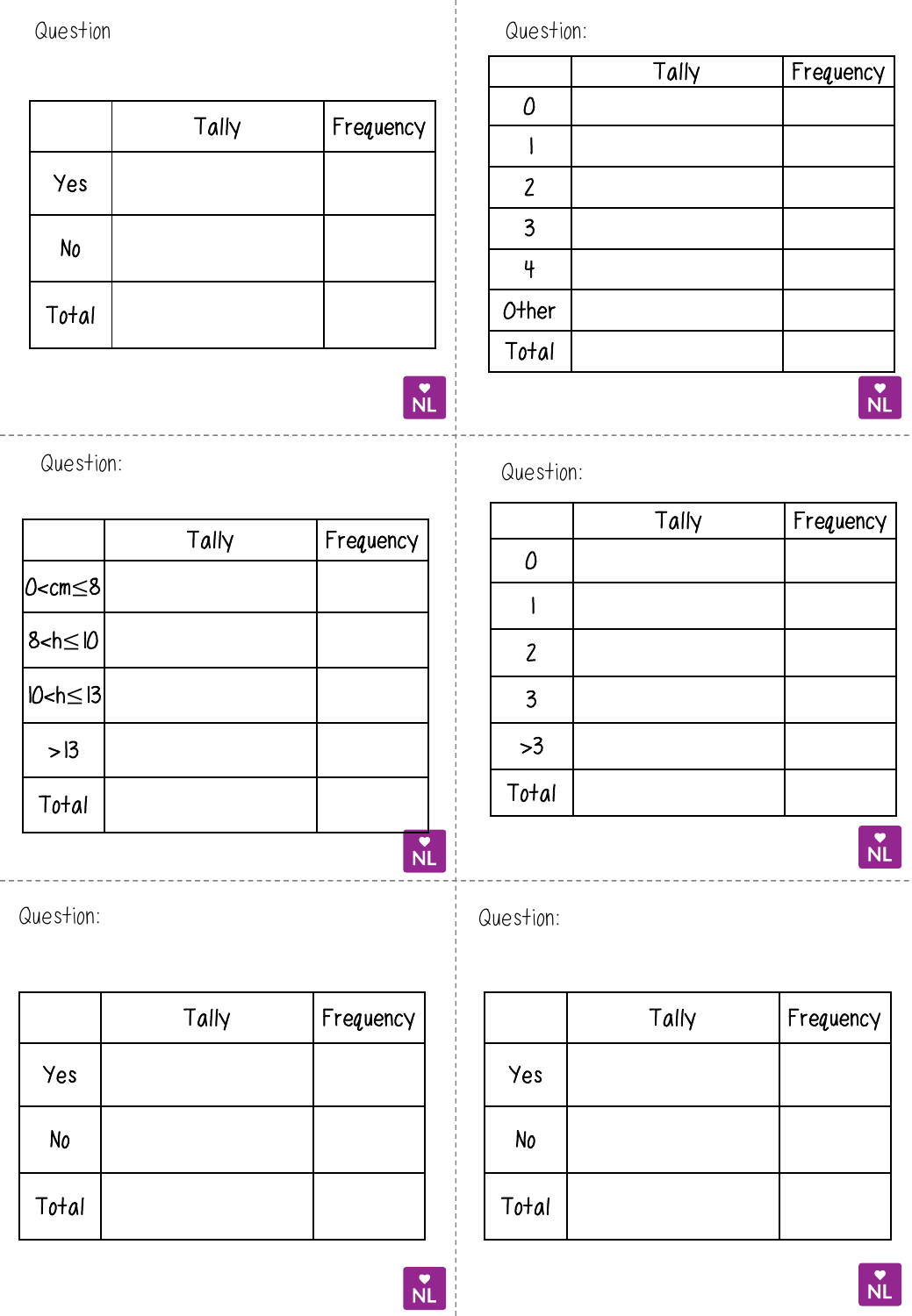Question

| | Tally | Frequency |
|---|---|---|
| Yes | | |
| No | | |
| Total | | |

Question:

| | Tally | Frequency |
|---|---|---|
| 0 | | |
| 1 | | |
| 2 | | |
| 3 | | |
| 4 | | |
| Other | | |
| Total | | |

Question:

| | Tally | Frequency |
|---|---|---|
| $0<cm\leq8$ | | |
| $8<h\leq10$ | | |
| $10<h\leq13$ | | |
| $>13$ | | |
| Total | | |

Question:

| | Tally | Frequency |
|---|---|---|
| 0 | | |
| 1 | | |
| 2 | | |
| 3 | | |
| >3 | | |
| Total | | |

Question:

| | Tally | Frequency |
|---|---|---|
| Yes | | |
| No | | |
| Total | | |

Question:

| | Tally | Frequency |
|---|---|---|
| Yes | | |
| No | | |
| Total | | |